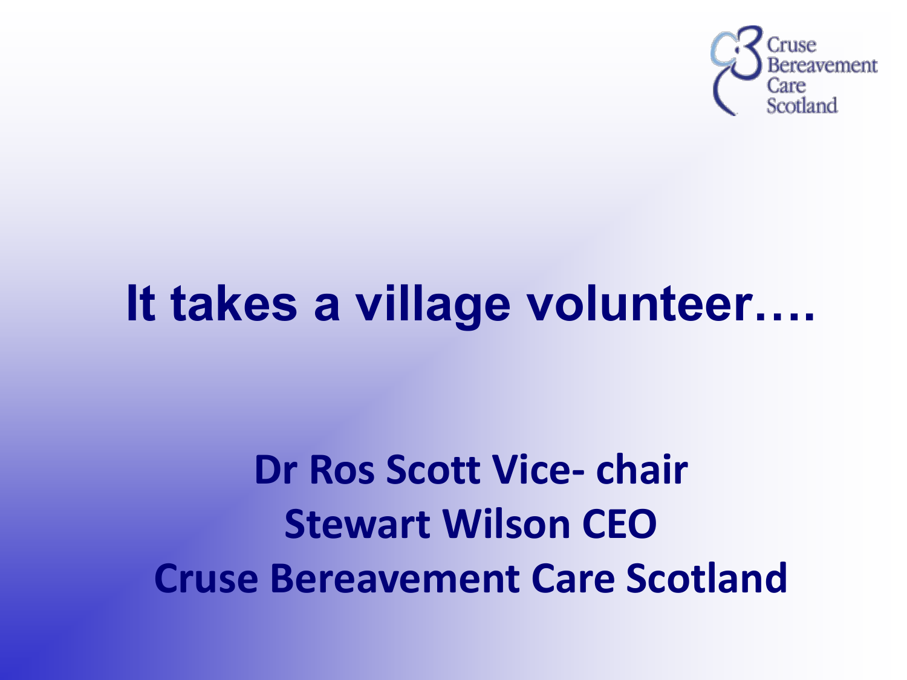Cruse Bereavement Care Scotland

# It takes a village volunteer….

**Dr Ros Scott Vice- chair**

**Stewart Wilson CEO**

**Cruse Bereavement Care Scotland**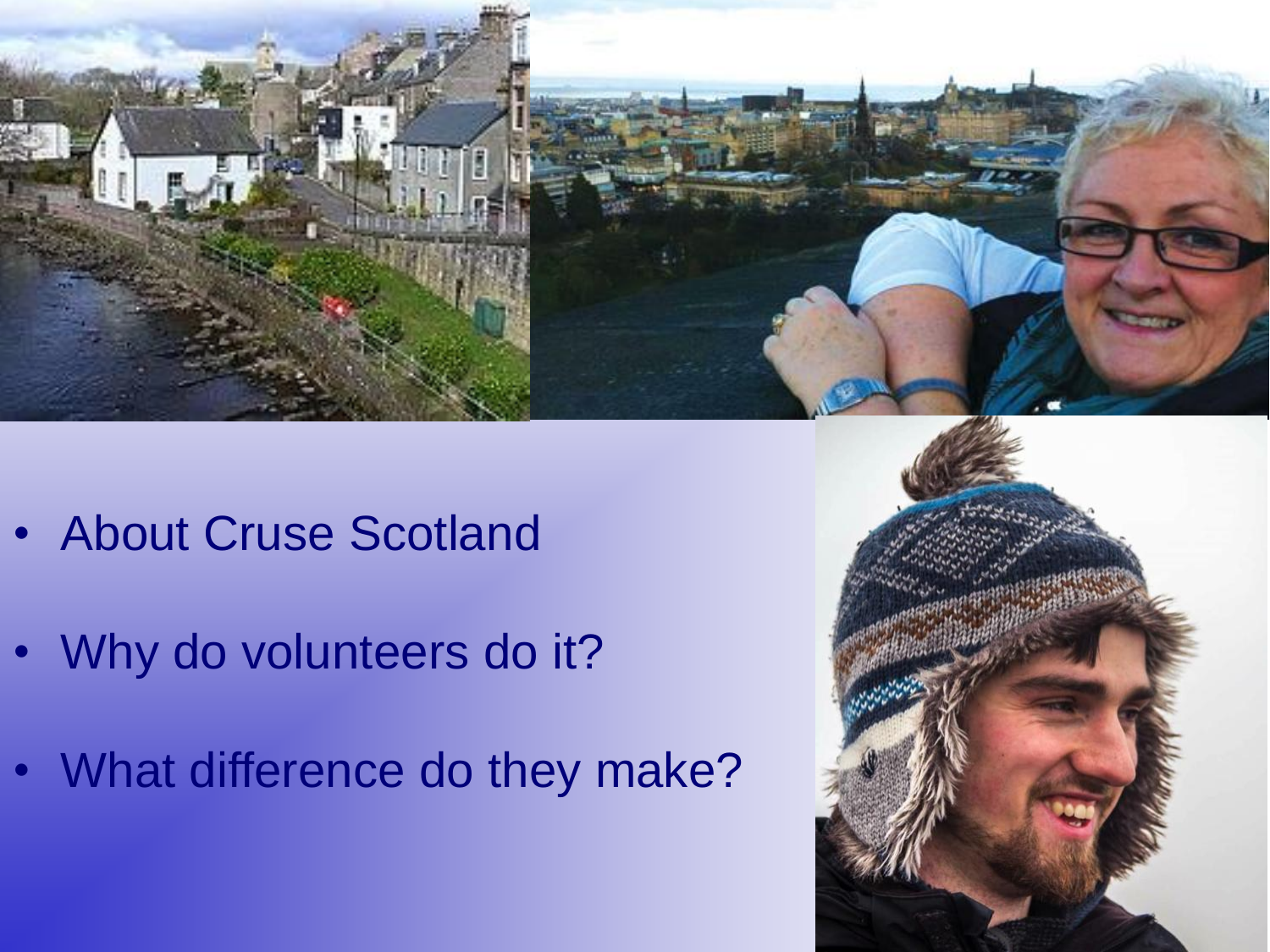- About Cruse Scotland
- Why do volunteers do it?
- What difference do they make?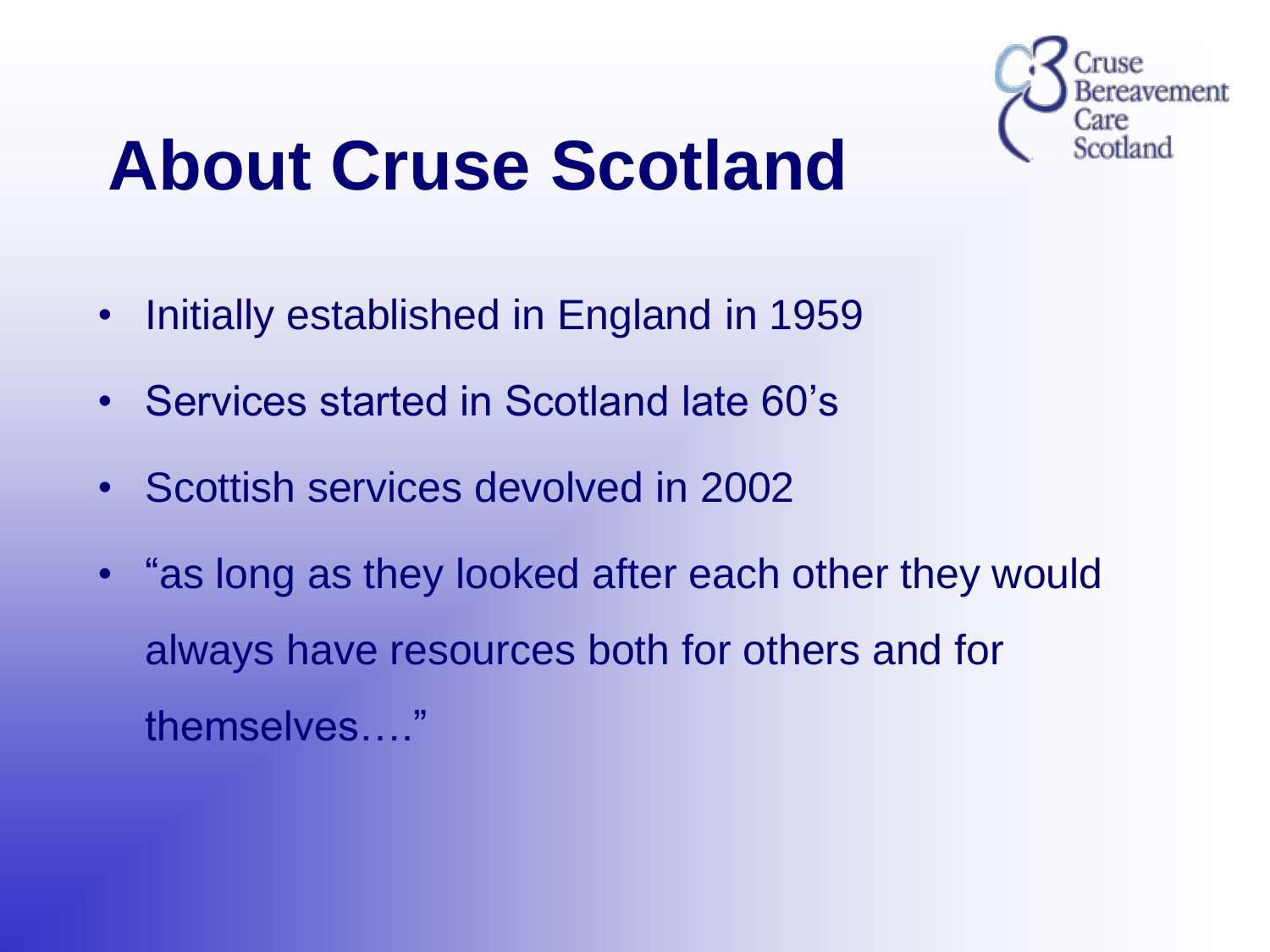Cruse Bereavement Care Scotland

# About Cruse Scotland

- Initially established in England in 1959
- Services started in Scotland late 60's
- Scottish services devolved in 2002
- "as long as they looked after each other they would always have resources both for others and for themselves…."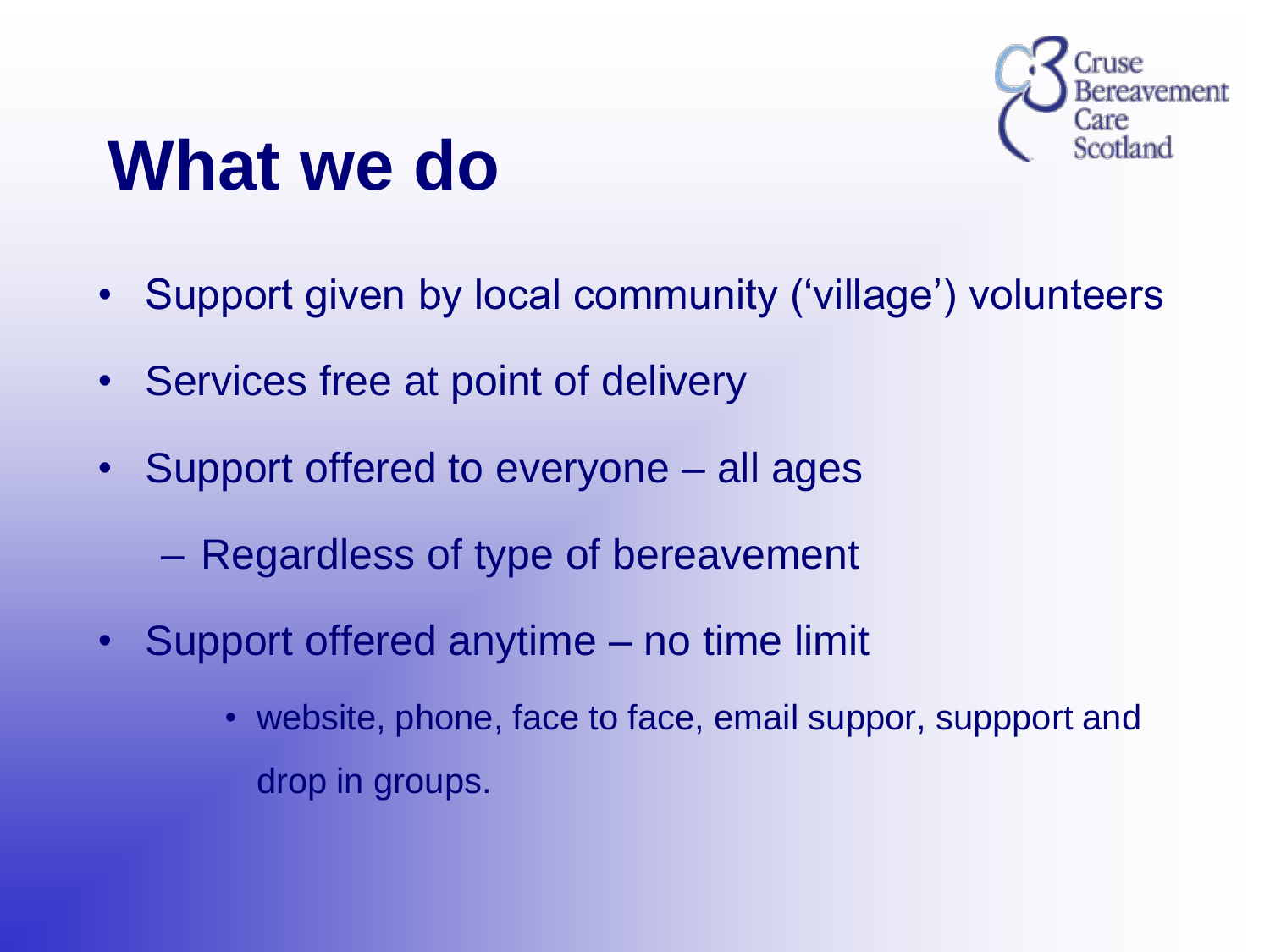# What we do

- Support given by local community ('village') volunteers
- Services free at point of delivery
- Support offered to everyone – all ages
  - Regardless of type of bereavement
- Support offered anytime – no time limit
  - website, phone, face to face, email suppor, suppport and drop in groups.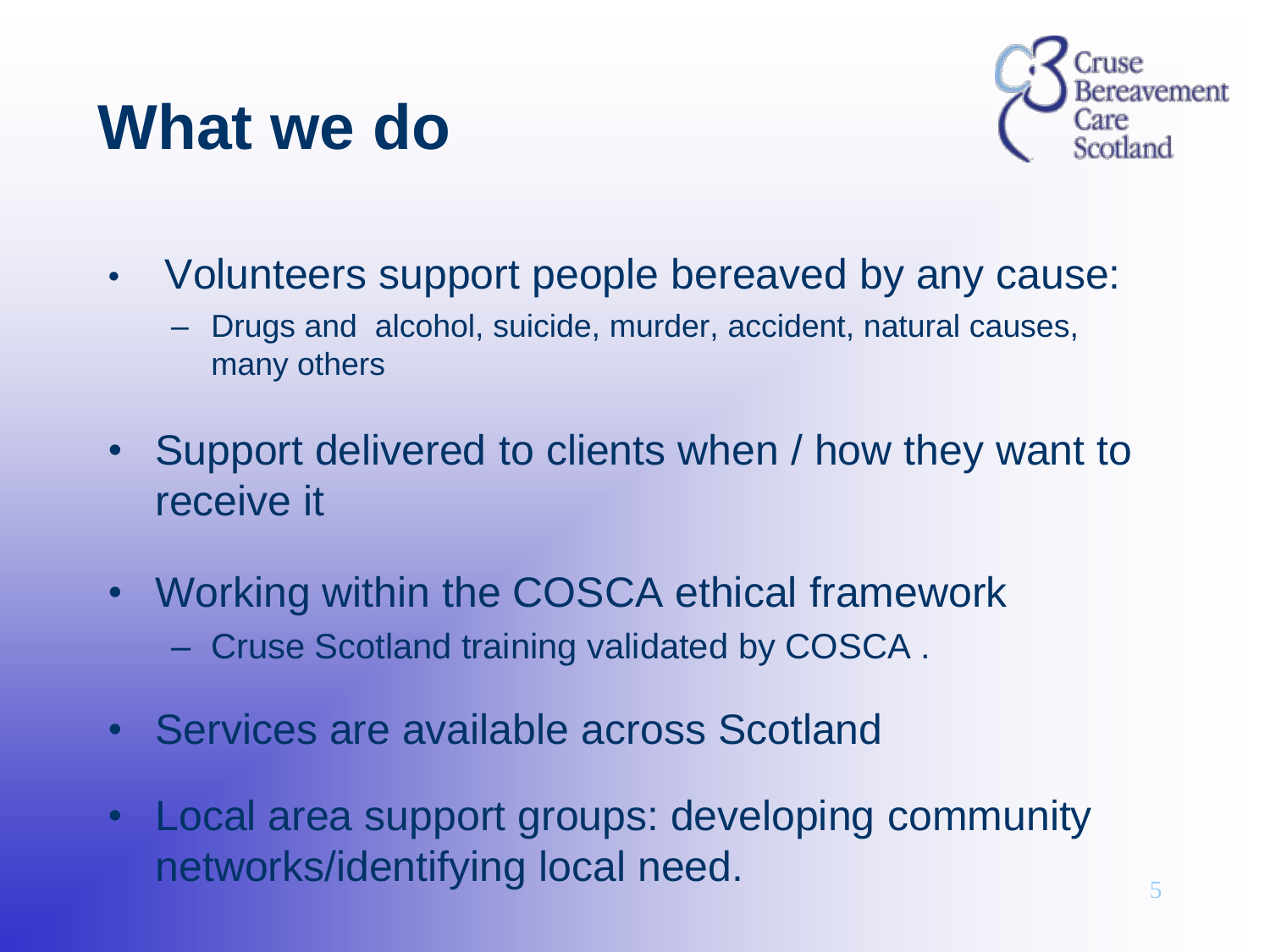# What we do

Cruse Bereavement Care Scotland

- Volunteers support people bereaved by any cause:
  - Drugs and alcohol, suicide, murder, accident, natural causes, many others
- Support delivered to clients when / how they want to receive it
- Working within the COSCA ethical framework
  - Cruse Scotland training validated by COSCA .
- Services are available across Scotland
- Local area support groups: developing community networks/identifying local need.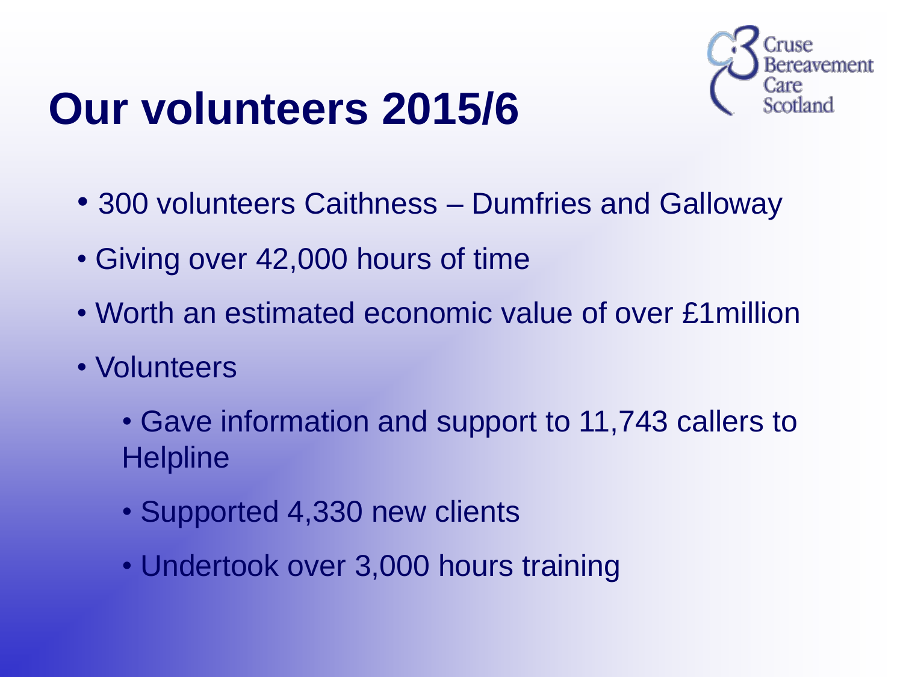# Our volunteers 2015/6

Cruse Bereavement Care Scotland

- 300 volunteers Caithness – Dumfries and Galloway
- Giving over 42,000 hours of time
- Worth an estimated economic value of over £1million
- Volunteers
  - Gave information and support to 11,743 callers to Helpline
  - Supported 4,330 new clients
  - Undertook over 3,000 hours training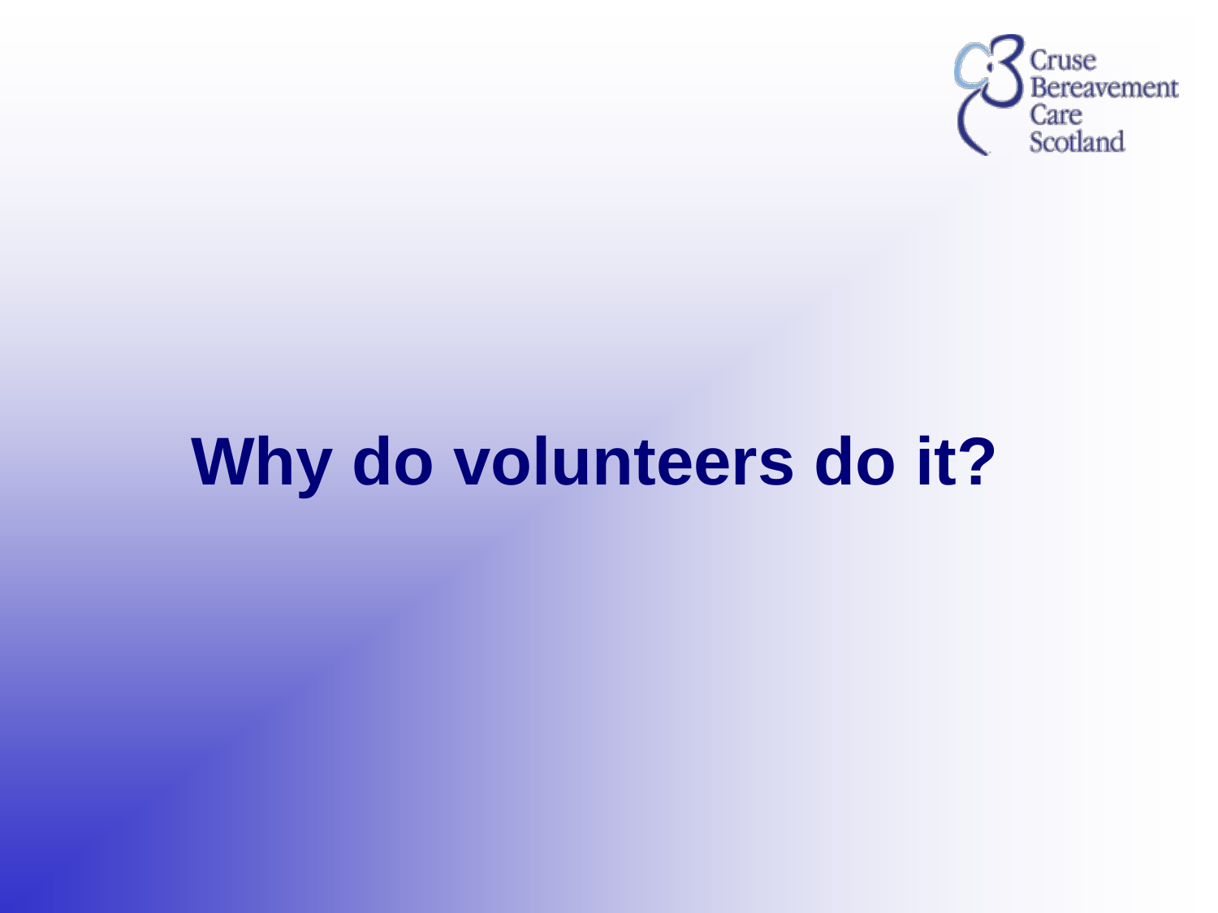# Why do volunteers do it?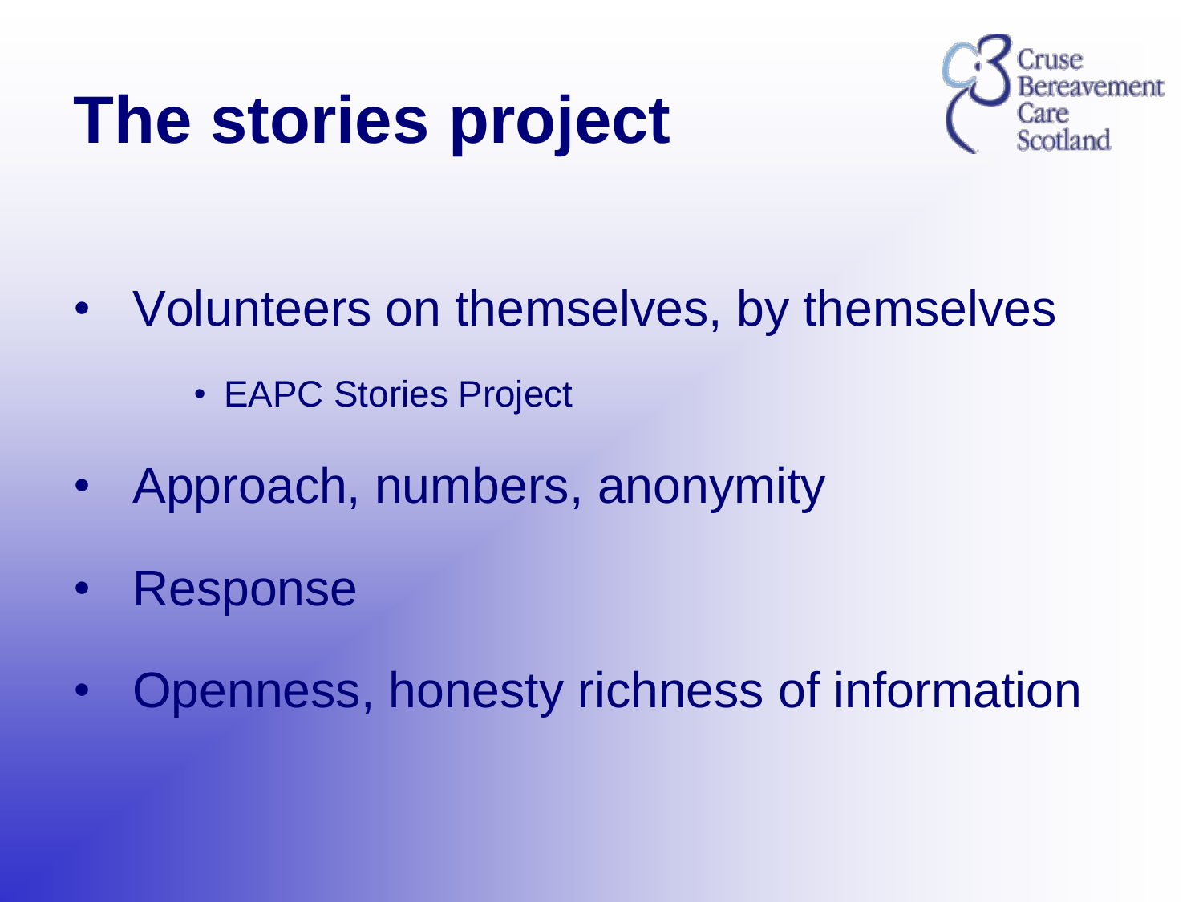# The stories project

- Volunteers on themselves, by themselves
  - EAPC Stories Project
- Approach, numbers, anonymity
- Response
- Openness, honesty richness of information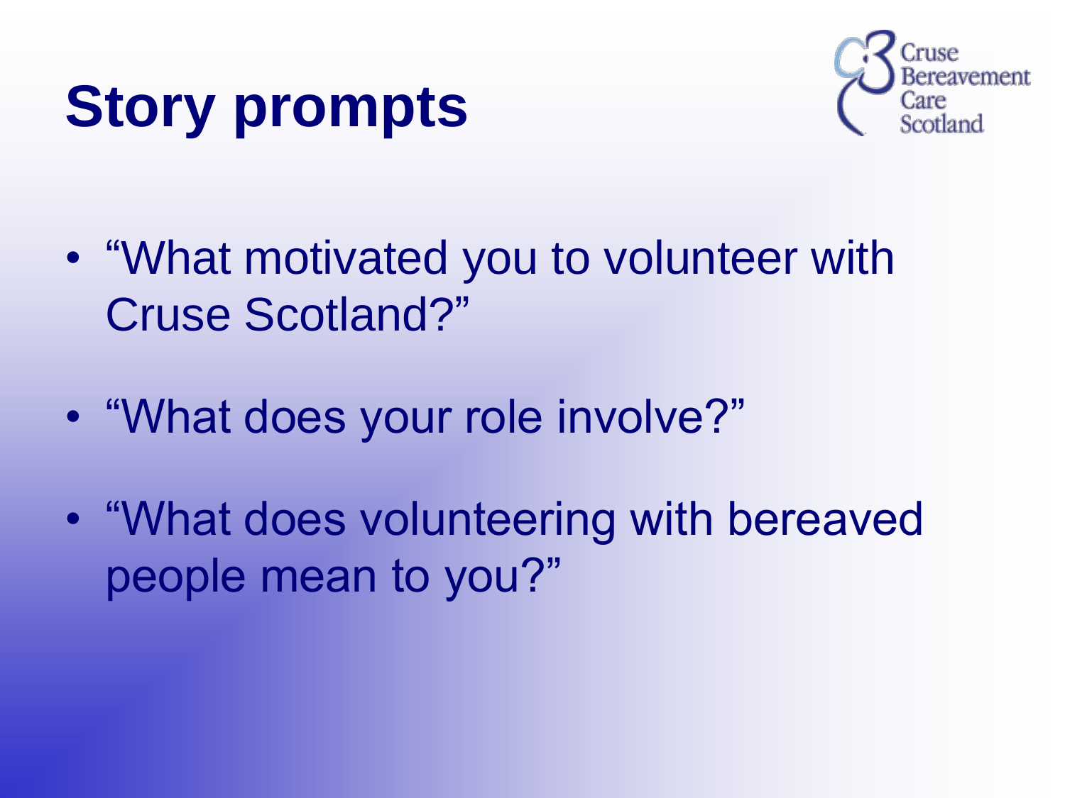# Story prompts

Cruse Bereavement Care Scotland

- "What motivated you to volunteer with Cruse Scotland?"
- "What does your role involve?"
- "What does volunteering with bereaved people mean to you?"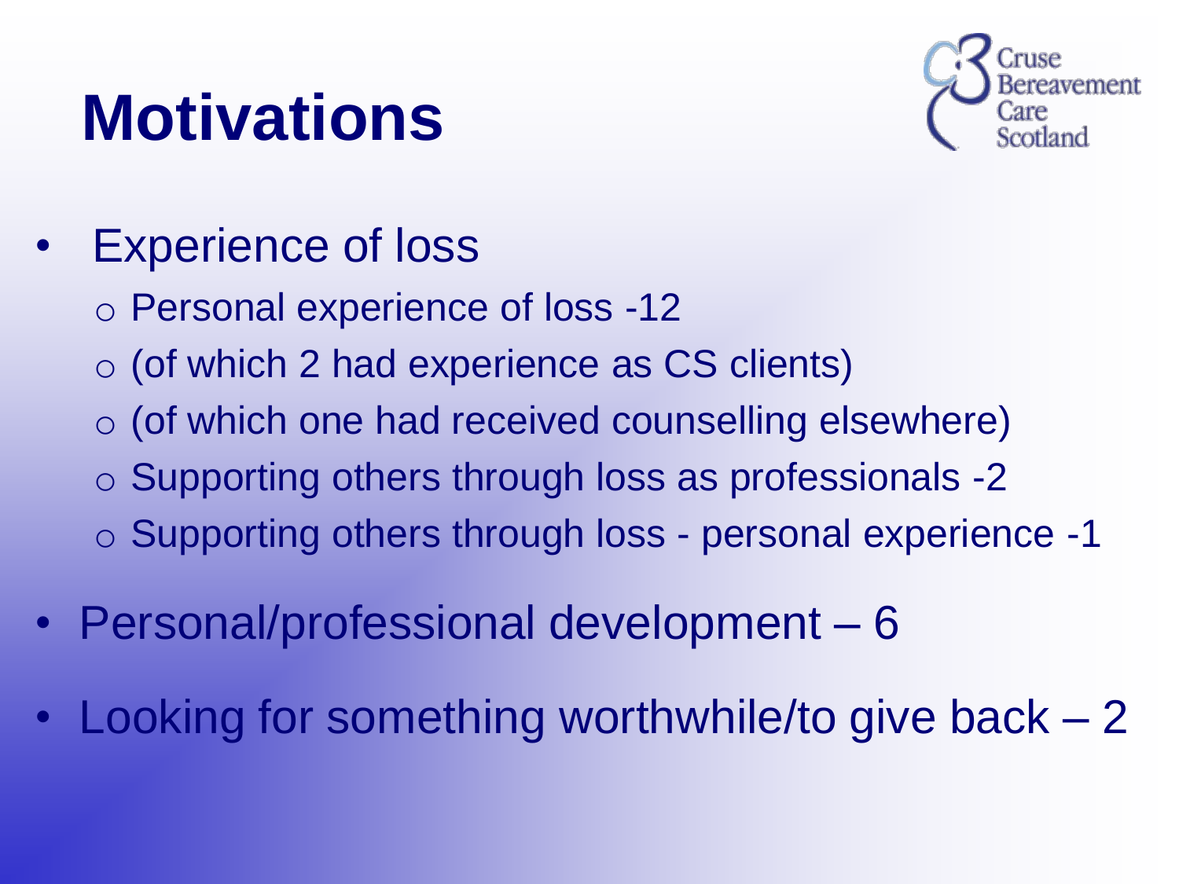# Motivations

- Experience of loss
  - Personal experience of loss -12
  - (of which 2 had experience as CS clients)
  - (of which one had received counselling elsewhere)
  - Supporting others through loss as professionals -2
  - Supporting others through loss - personal experience -1
- Personal/professional development – 6
- Looking for something worthwhile/to give back – 2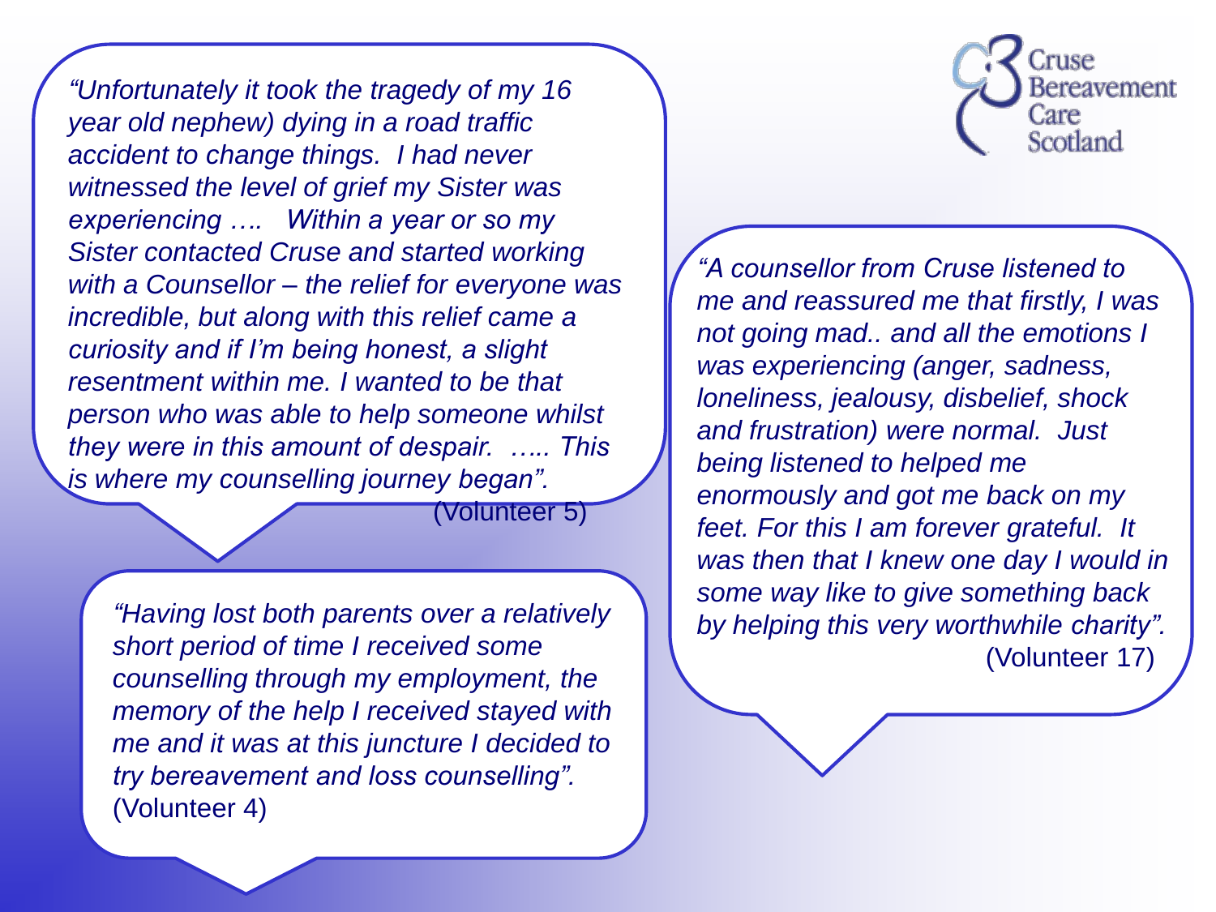Cruse Bereavement Care Scotland

*"Unfortunately it took the tragedy of my 16 year old nephew) dying in a road traffic accident to change things. I had never witnessed the level of grief my Sister was experiencing …. Within a year or so my Sister contacted Cruse and started working with a Counsellor – the relief for everyone was incredible, but along with this relief came a curiosity and if I'm being honest, a slight resentment within me. I wanted to be that person who was able to help someone whilst they were in this amount of despair. ….. This is where my counselling journey began".*
(Volunteer 5)

*"Having lost both parents over a relatively short period of time I received some counselling through my employment, the memory of the help I received stayed with me and it was at this juncture I decided to try bereavement and loss counselling".*
(Volunteer 4)

*"A counsellor from Cruse listened to me and reassured me that firstly, I was not going mad.. and all the emotions I was experiencing (anger, sadness, loneliness, jealousy, disbelief, shock and frustration) were normal. Just being listened to helped me enormously and got me back on my feet. For this I am forever grateful. It was then that I knew one day I would in some way like to give something back by helping this very worthwhile charity".*
(Volunteer 17)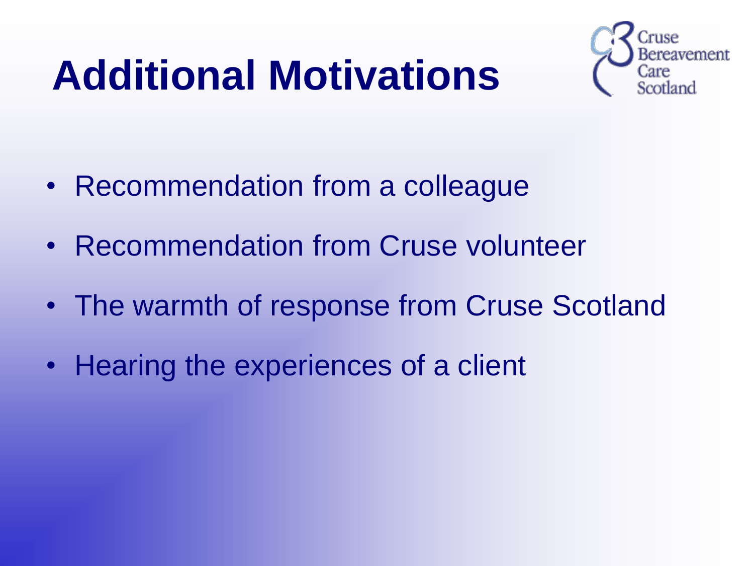# Additional Motivations

- Recommendation from a colleague
- Recommendation from Cruse volunteer
- The warmth of response from Cruse Scotland
- Hearing the experiences of a client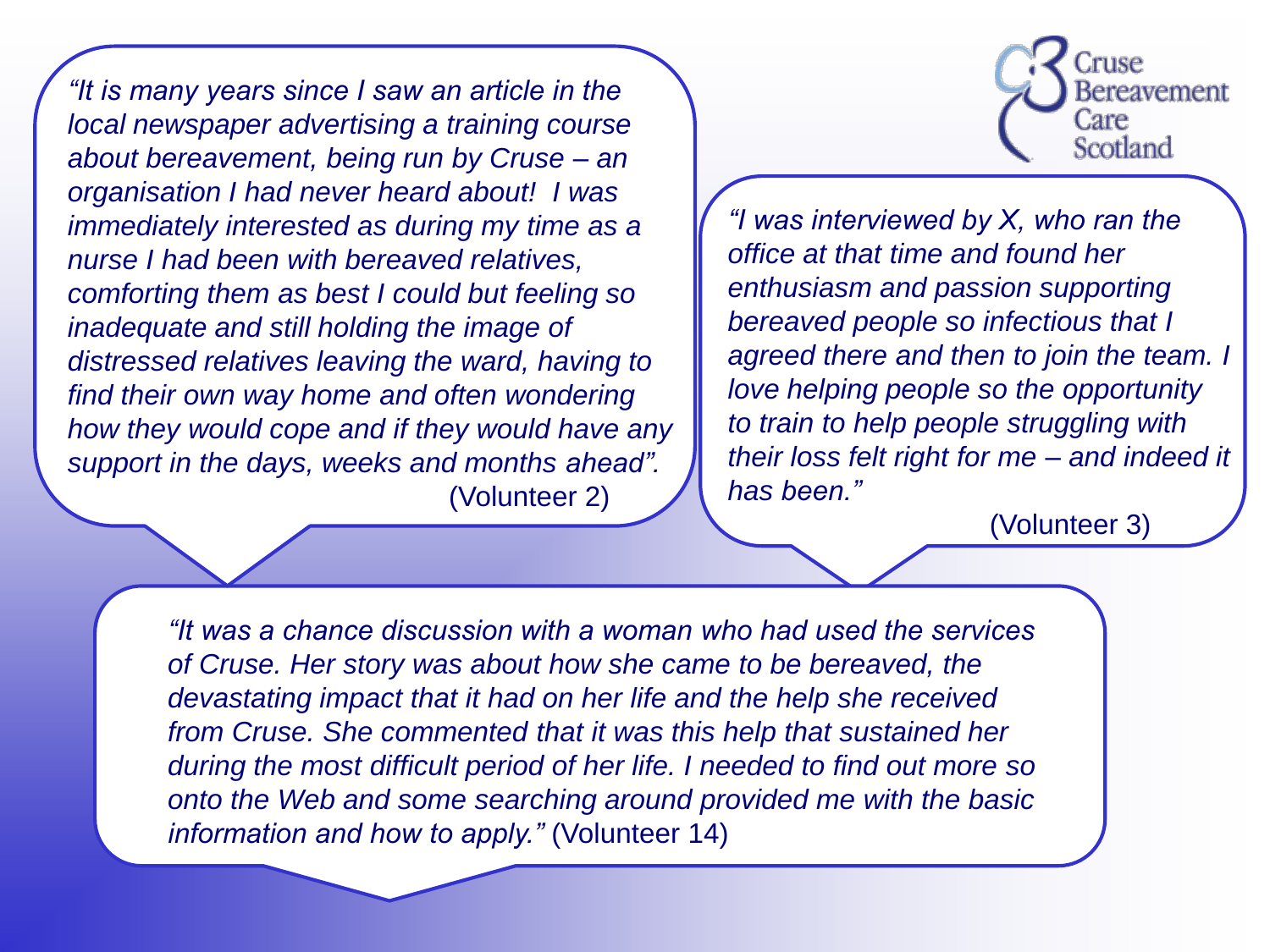Cruse Bereavement Care Scotland

*"It is many years since I saw an article in the local newspaper advertising a training course about bereavement, being run by Cruse – an organisation I had never heard about! I was immediately interested as during my time as a nurse I had been with bereaved relatives, comforting them as best I could but feeling so inadequate and still holding the image of distressed relatives leaving the ward, having to find their own way home and often wondering how they would cope and if they would have any support in the days, weeks and months ahead".* (Volunteer 2)

*"I was interviewed by X, who ran the office at that time and found her enthusiasm and passion supporting bereaved people so infectious that I agreed there and then to join the team. I love helping people so the opportunity to train to help people struggling with their loss felt right for me – and indeed it has been."* (Volunteer 3)

*"It was a chance discussion with a woman who had used the services of Cruse. Her story was about how she came to be bereaved, the devastating impact that it had on her life and the help she received from Cruse. She commented that it was this help that sustained her during the most difficult period of her life. I needed to find out more so onto the Web and some searching around provided me with the basic information and how to apply."* (Volunteer 14)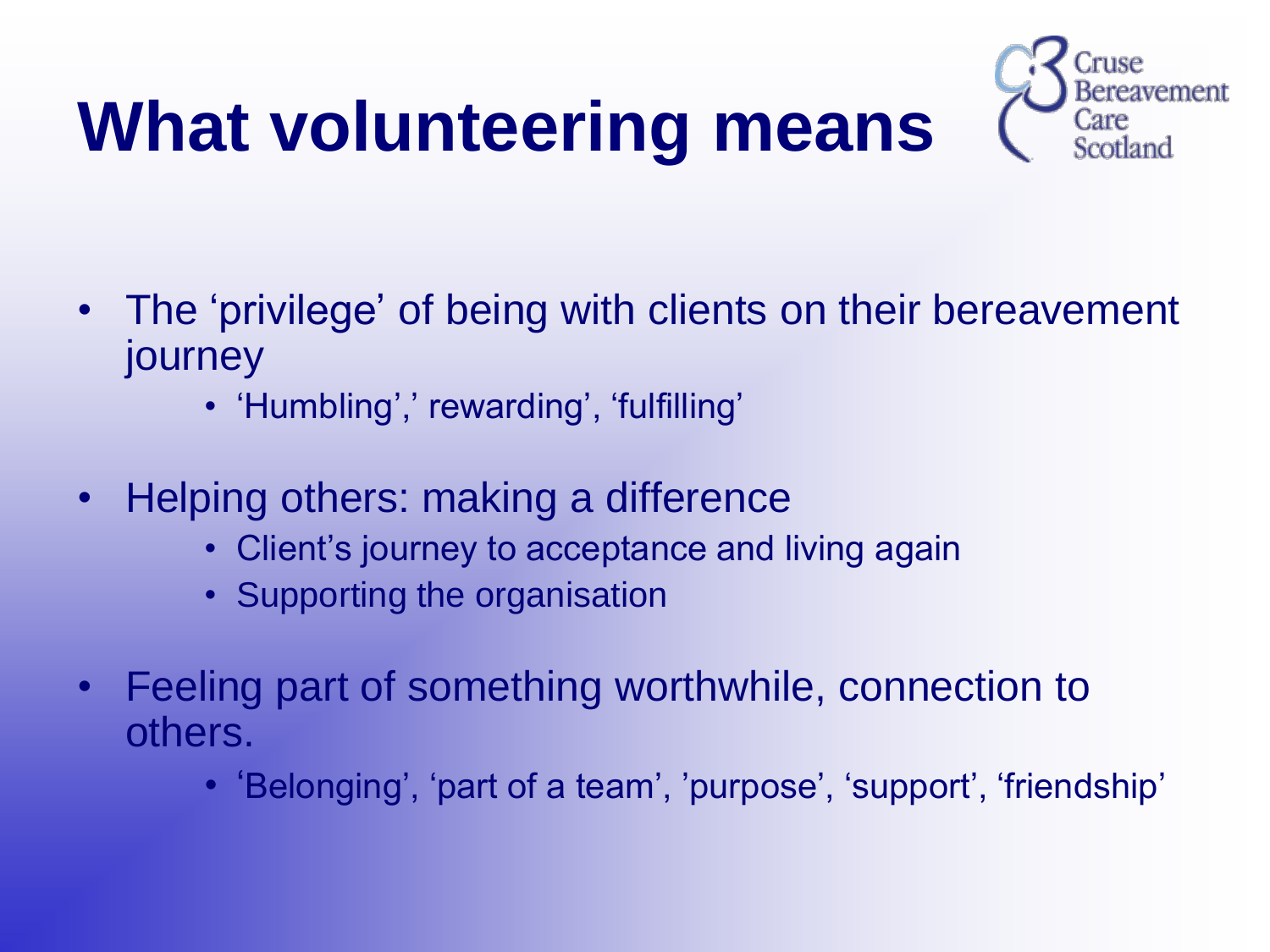# What volunteering means

Cruse Bereavement Care Scotland

- The 'privilege' of being with clients on their bereavement journey
  - 'Humbling',' rewarding', 'fulfilling'
- Helping others: making a difference
  - Client's journey to acceptance and living again
  - Supporting the organisation
- Feeling part of something worthwhile, connection to others.
  - 'Belonging', 'part of a team', 'purpose', 'support', 'friendship'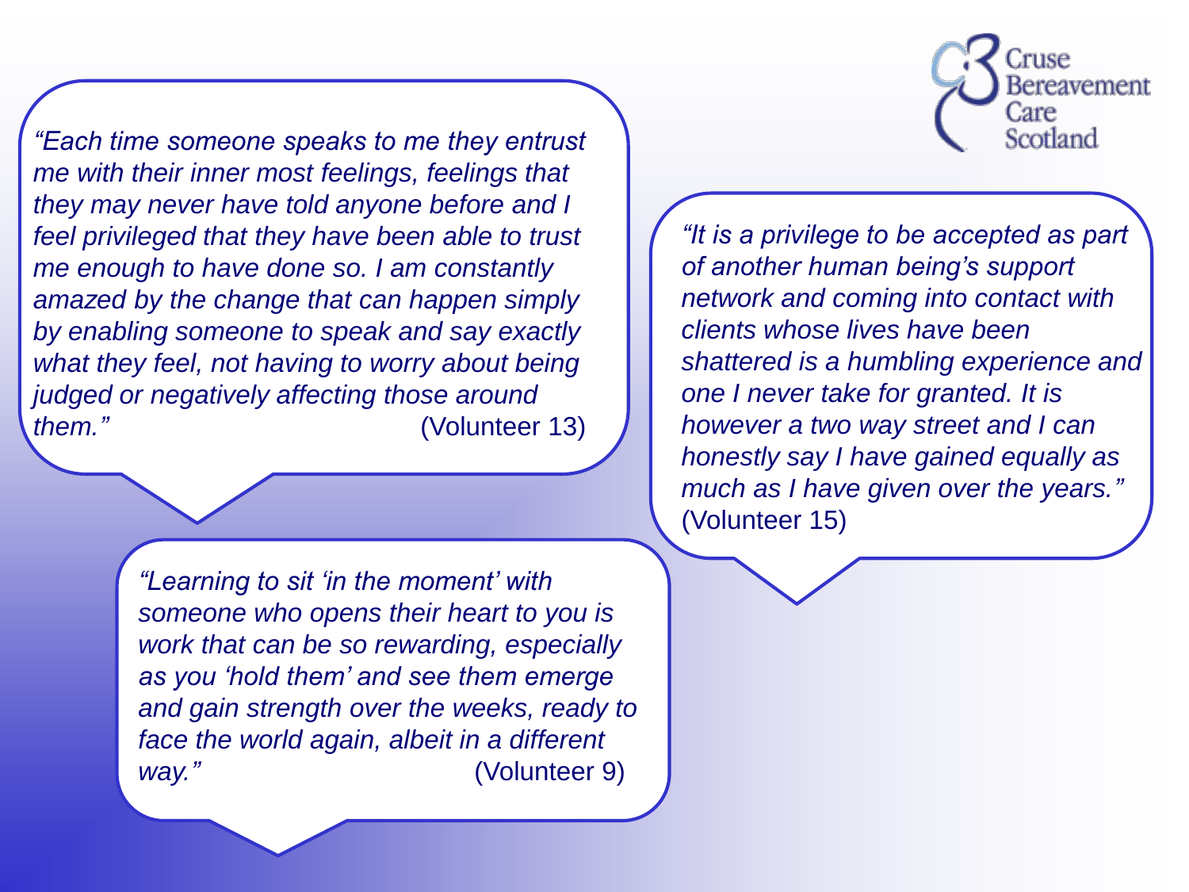Cruse Bereavement Care Scotland

*"Each time someone speaks to me they entrust me with their inner most feelings, feelings that they may never have told anyone before and I feel privileged that they have been able to trust me enough to have done so. I am constantly amazed by the change that can happen simply by enabling someone to speak and say exactly what they feel, not having to worry about being judged or negatively affecting those around them."* (Volunteer 13)

*"It is a privilege to be accepted as part of another human being's support network and coming into contact with clients whose lives have been shattered is a humbling experience and one I never take for granted. It is however a two way street and I can honestly say I have gained equally as much as I have given over the years."* (Volunteer 15)

*"Learning to sit 'in the moment' with someone who opens their heart to you is work that can be so rewarding, especially as you 'hold them' and see them emerge and gain strength over the weeks, ready to face the world again, albeit in a different way."* (Volunteer 9)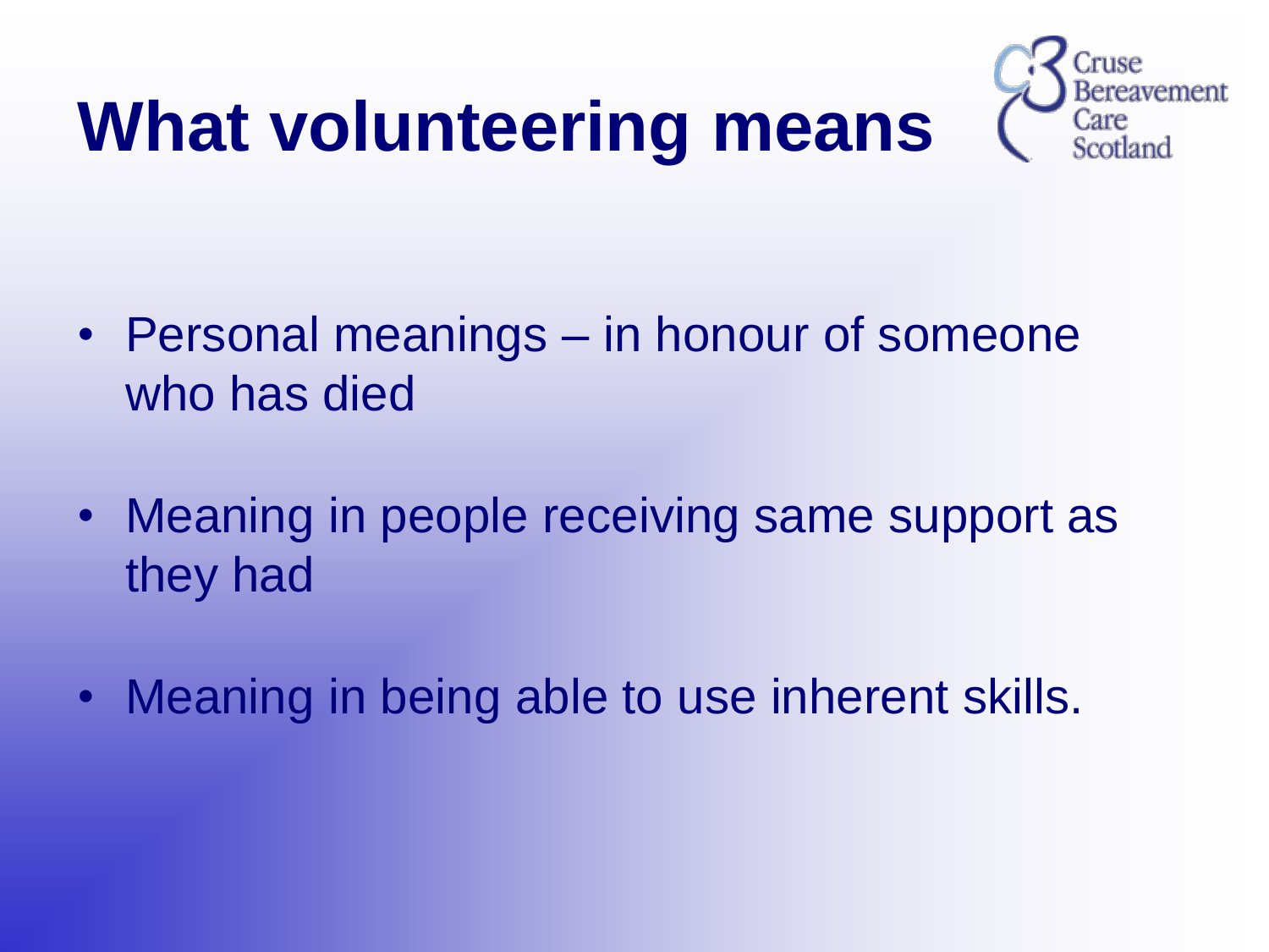# What volunteering means

Cruse Bereavement Care Scotland

- Personal meanings – in honour of someone who has died
- Meaning in people receiving same support as they had
- Meaning in being able to use inherent skills.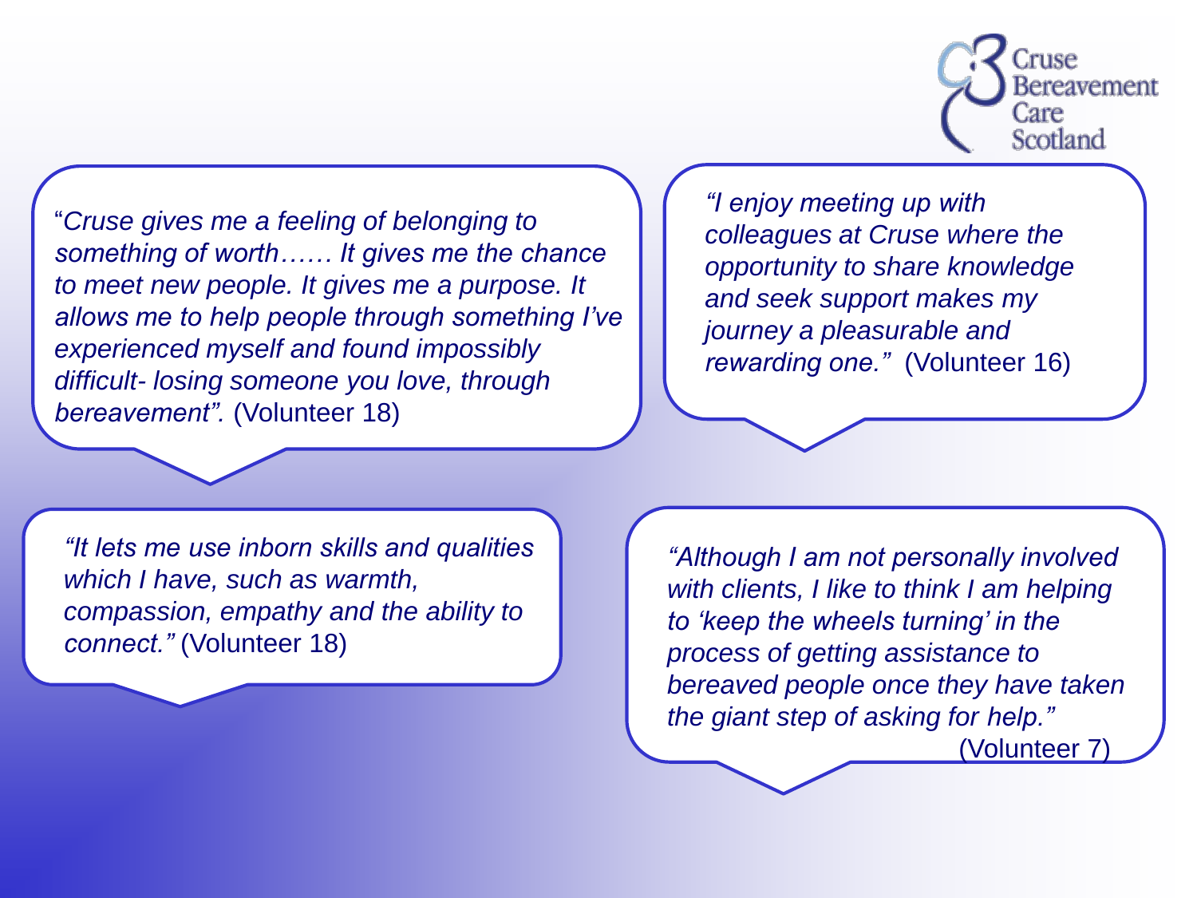Cruse Bereavement Care Scotland

"*Cruse gives me a feeling of belonging to something of worth…… It gives me the chance to meet new people. It gives me a purpose. It allows me to help people through something I've experienced myself and found impossibly difficult- losing someone you love, through bereavement".* (Volunteer 18)

*"I enjoy meeting up with colleagues at Cruse where the opportunity to share knowledge and seek support makes my journey a pleasurable and rewarding one."* (Volunteer 16)

*"It lets me use inborn skills and qualities which I have, such as warmth, compassion, empathy and the ability to connect."* (Volunteer 18)

*"Although I am not personally involved with clients, I like to think I am helping to 'keep the wheels turning' in the process of getting assistance to bereaved people once they have taken the giant step of asking for help."* (Volunteer 7)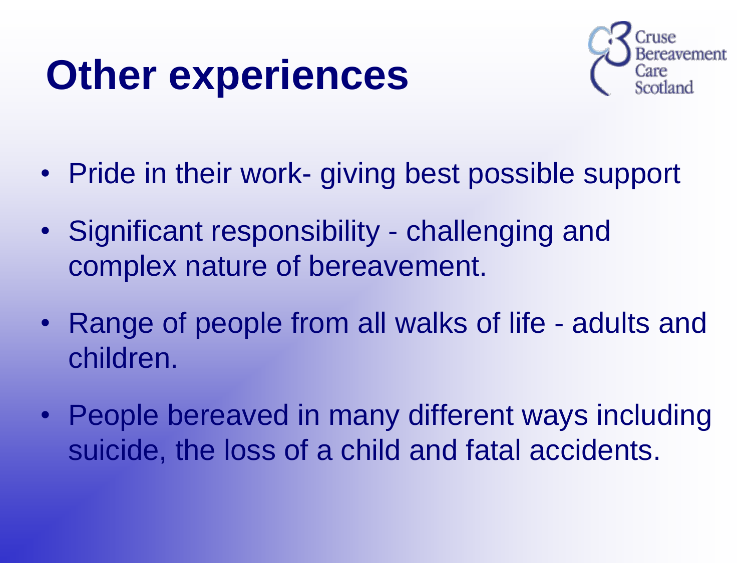# Other experiences

Cruse Bereavement Care Scotland

- Pride in their work- giving best possible support
- Significant responsibility - challenging and complex nature of bereavement.
- Range of people from all walks of life - adults and children.
- People bereaved in many different ways including suicide, the loss of a child and fatal accidents.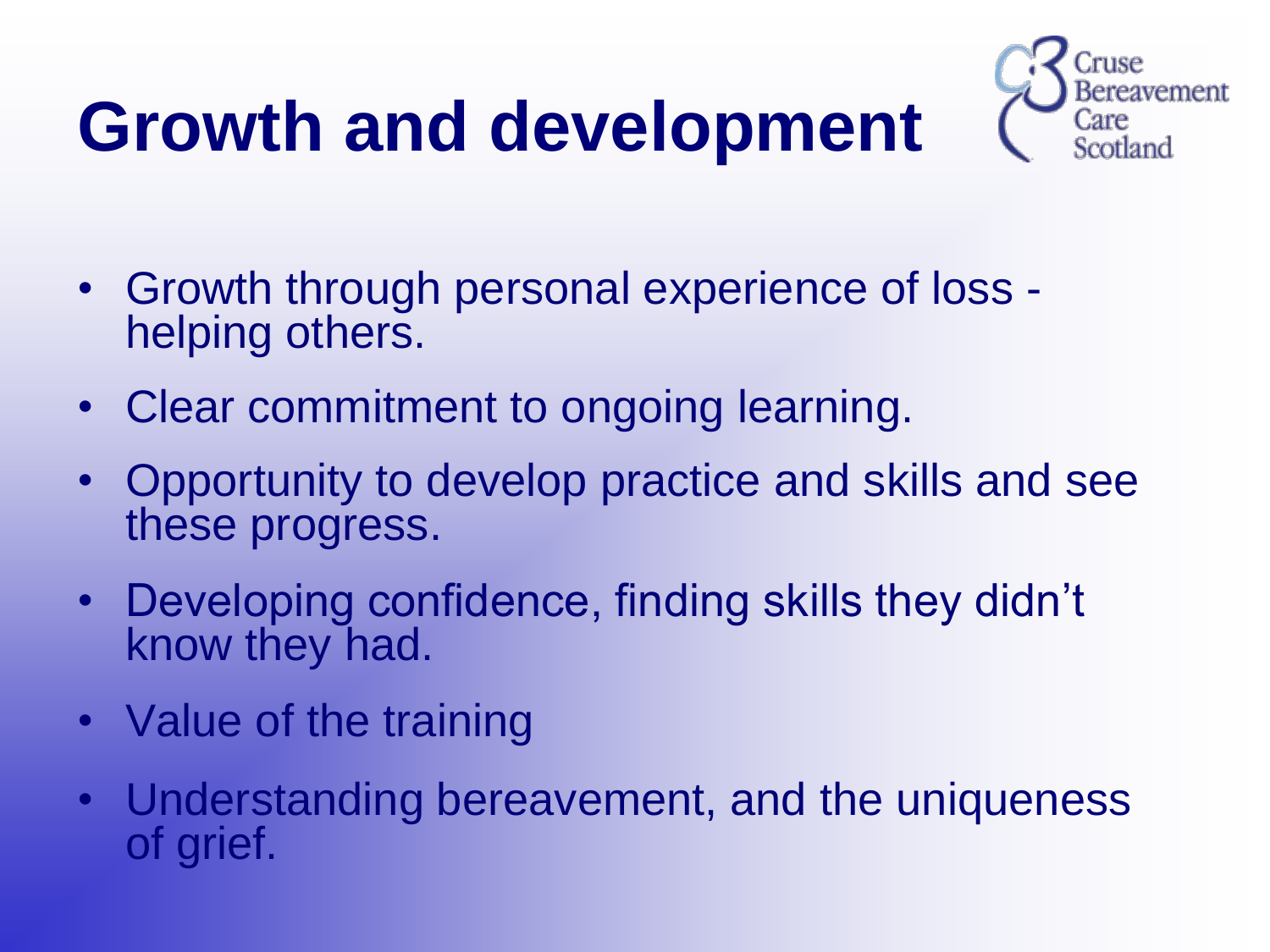# Growth and development

- Growth through personal experience of loss - helping others.
- Clear commitment to ongoing learning.
- Opportunity to develop practice and skills and see these progress.
- Developing confidence, finding skills they didn't know they had.
- Value of the training
- Understanding bereavement, and the uniqueness of grief.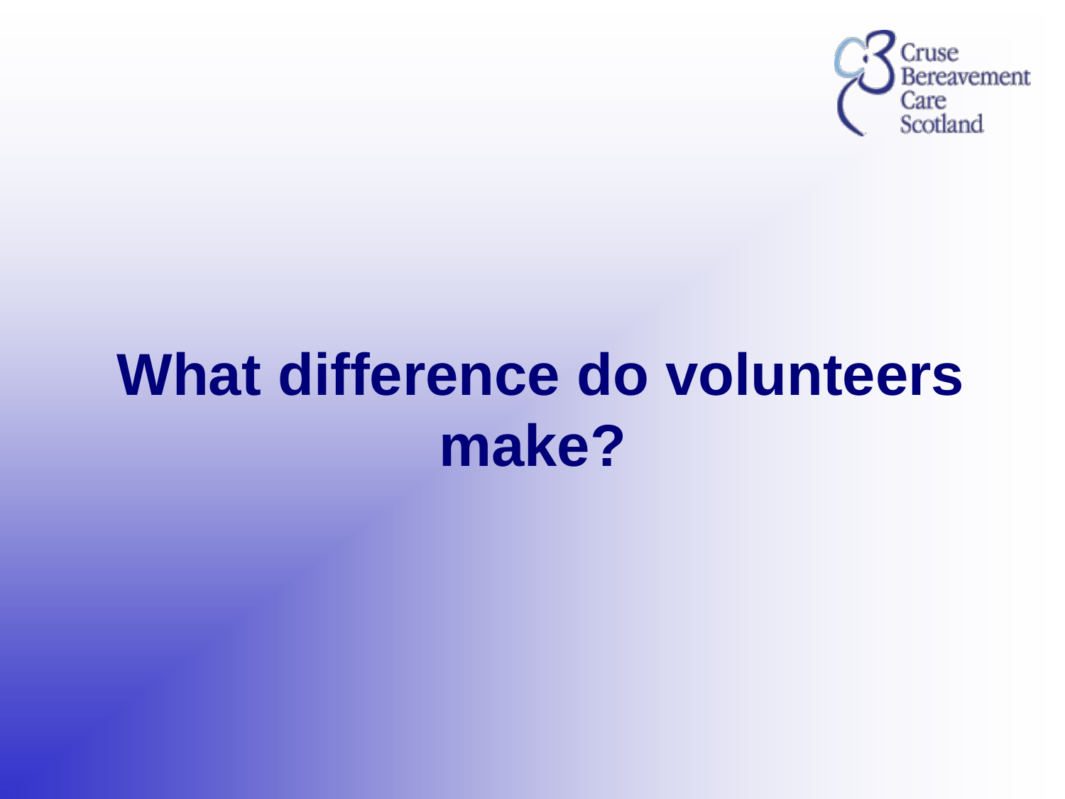Cruse Bereavement Care Scotland

# What difference do volunteers make?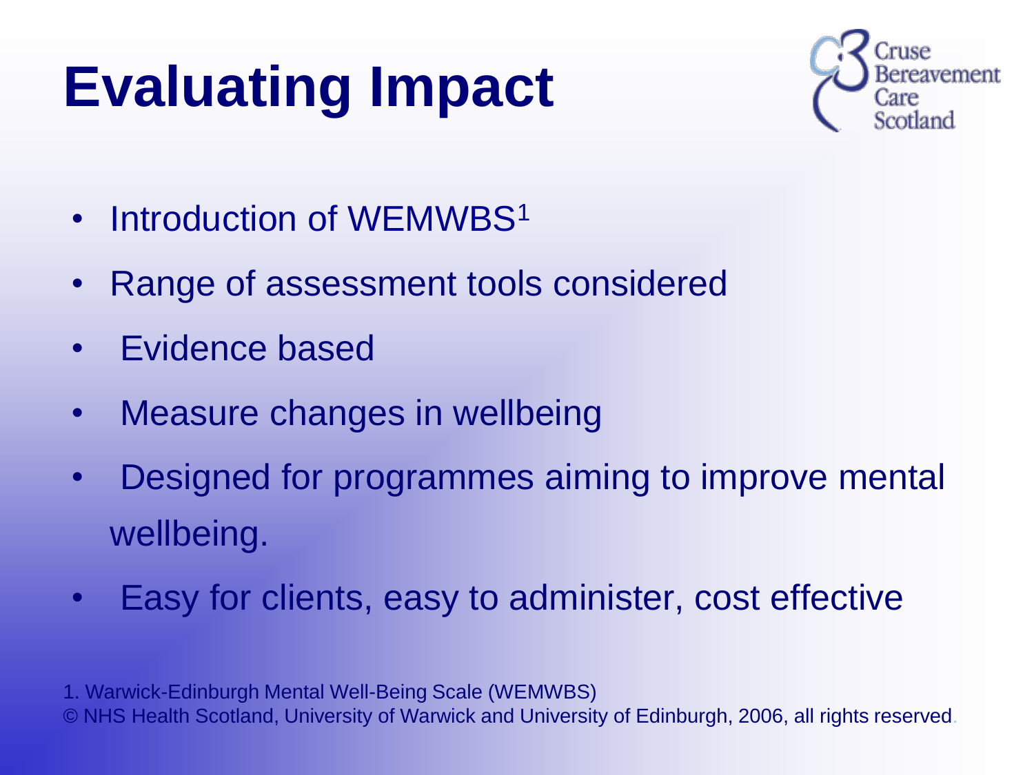# Evaluating Impact

Cruse Bereavement Care Scotland

- Introduction of WEMWBS[1]
- Range of assessment tools considered
- Evidence based
- Measure changes in wellbeing
- Designed for programmes aiming to improve mental wellbeing.
- Easy for clients, easy to administer, cost effective

1. Warwick-Edinburgh Mental Well-Being Scale (WEMWBS)
© NHS Health Scotland, University of Warwick and University of Edinburgh, 2006, all rights reserved.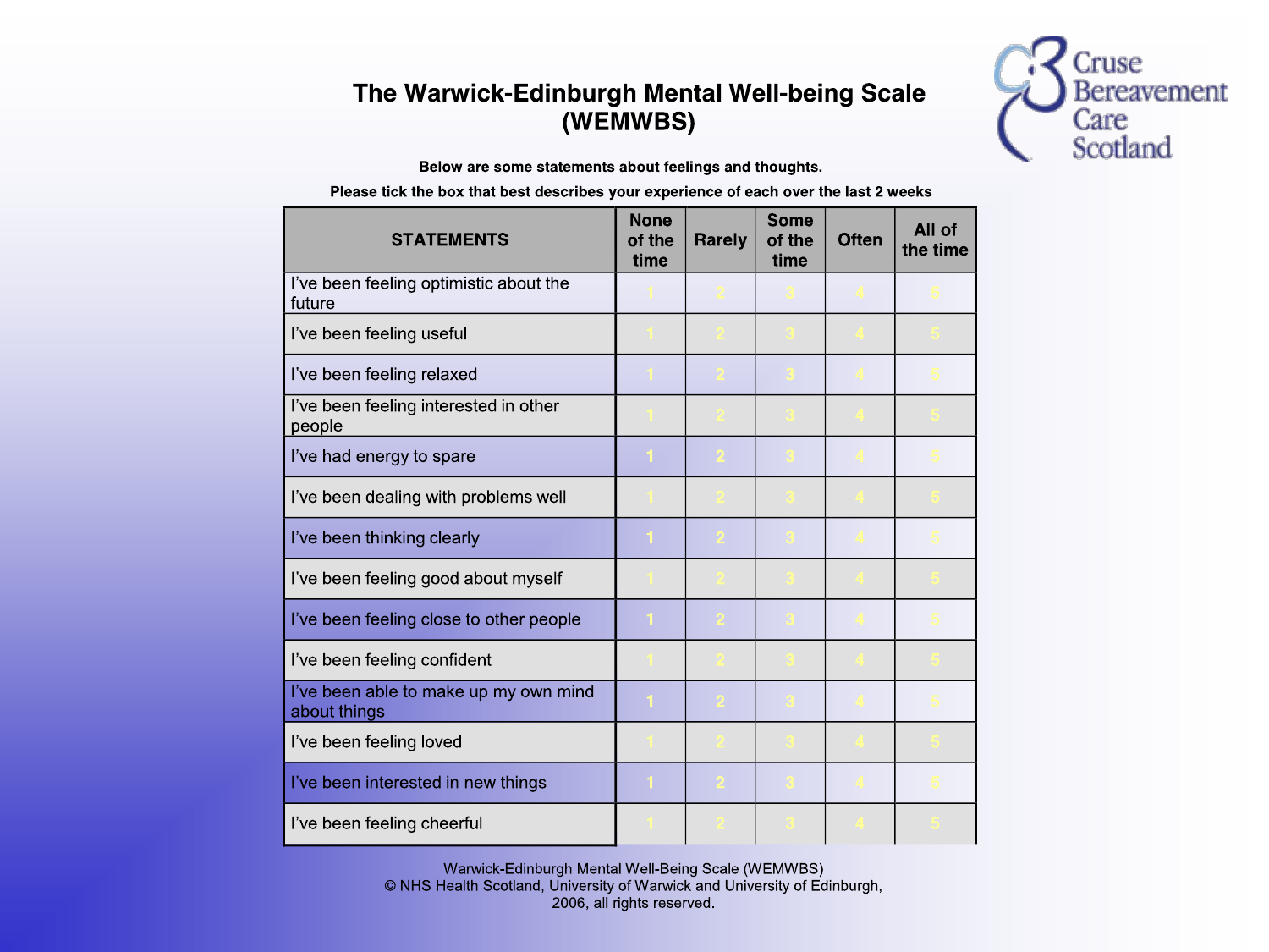Cruse Bereavement Care Scotland

# The Warwick-Edinburgh Mental Well-being Scale (WEMWBS)

**Below are some statements about feelings and thoughts.**

**Please tick the box that best describes your experience of each over the last 2 weeks**

| STATEMENTS | None of the time | Rarely | Some of the time | Often | All of the time |
|---|---|---|---|---|---|
| I've been feeling optimistic about the future | 1 | 2 | 3 | 4 | 5 |
| I've been feeling useful | 1 | 2 | 3 | 4 | 5 |
| I've been feeling relaxed | 1 | 2 | 3 | 4 | 5 |
| I've been feeling interested in other people | 1 | 2 | 3 | 4 | 5 |
| I've had energy to spare | 1 | 2 | 3 | 4 | 5 |
| I've been dealing with problems well | 1 | 2 | 3 | 4 | 5 |
| I've been thinking clearly | 1 | 2 | 3 | 4 | 5 |
| I've been feeling good about myself | 1 | 2 | 3 | 4 | 5 |
| I've been feeling close to other people | 1 | 2 | 3 | 4 | 5 |
| I've been feeling confident | 1 | 2 | 3 | 4 | 5 |
| I've been able to make up my own mind about things | 1 | 2 | 3 | 4 | 5 |
| I've been feeling loved | 1 | 2 | 3 | 4 | 5 |
| I've been interested in new things | 1 | 2 | 3 | 4 | 5 |
| I've been feeling cheerful | 1 | 2 | 3 | 4 | 5 |

Warwick-Edinburgh Mental Well-Being Scale (WEMWBS)
© NHS Health Scotland, University of Warwick and University of Edinburgh, 2006, all rights reserved.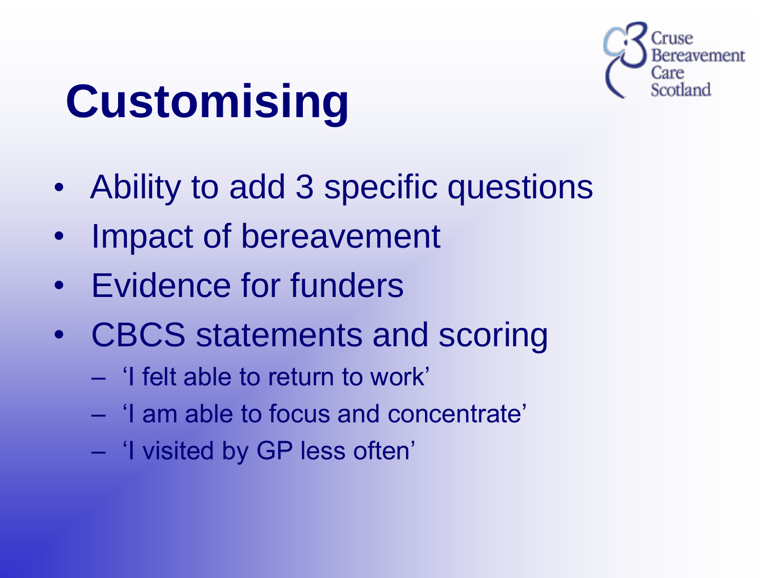# Customising

- Ability to add 3 specific questions
- Impact of bereavement
- Evidence for funders
- CBCS statements and scoring
  - 'I felt able to return to work'
  - 'I am able to focus and concentrate'
  - 'I visited by GP less often'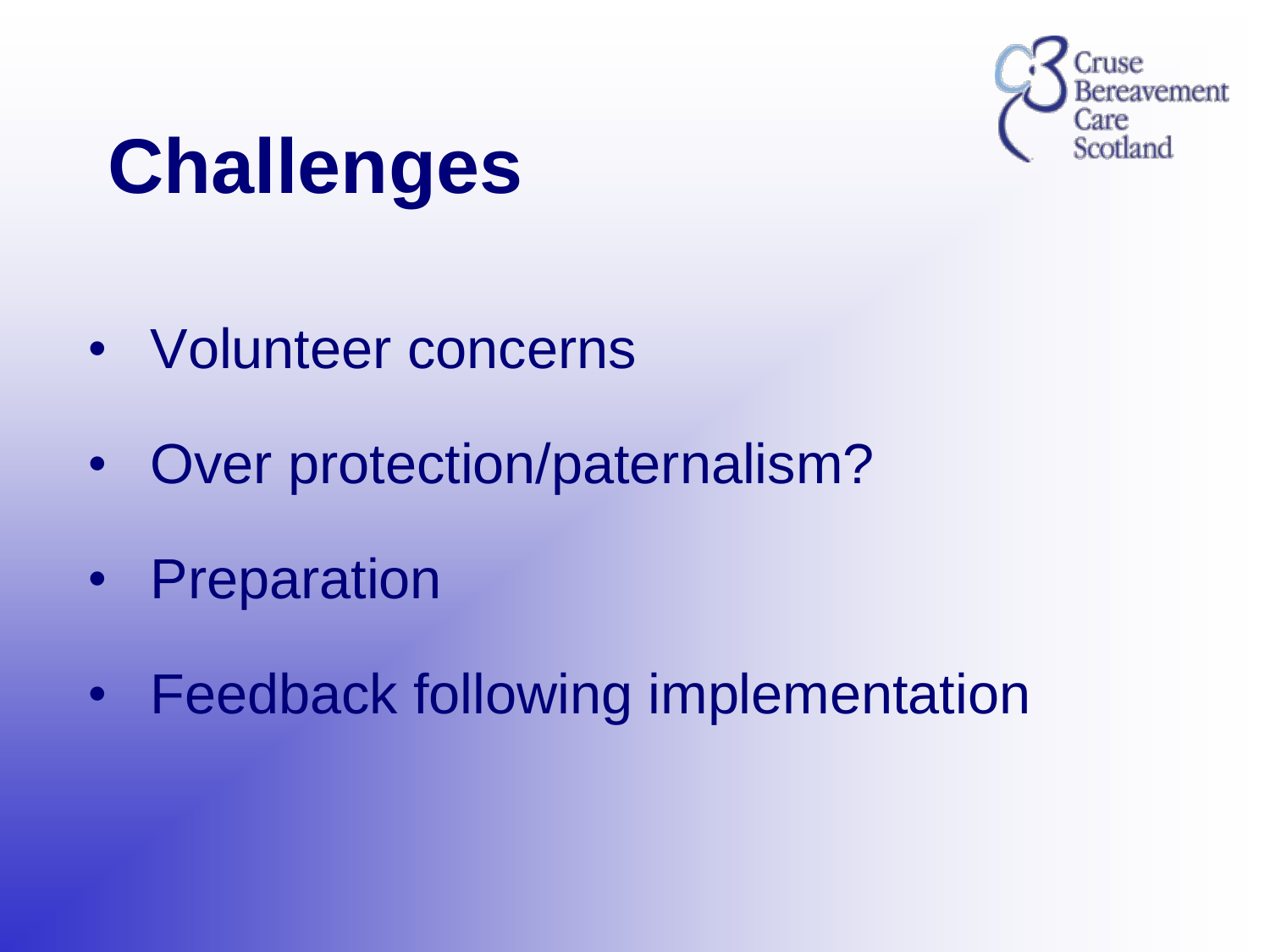# Challenges

- Volunteer concerns
- Over protection/paternalism?
- Preparation
- Feedback following implementation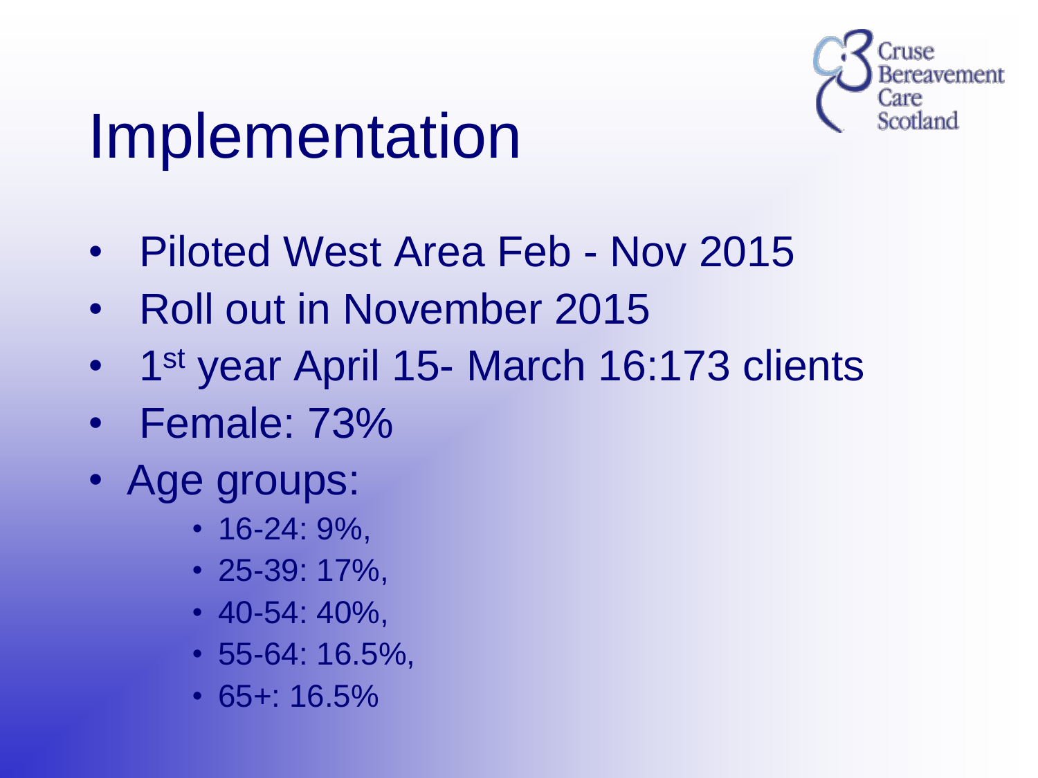# Implementation

- Piloted West Area Feb - Nov 2015
- Roll out in November 2015
- 1st year April 15- March 16:173 clients
- Female: 73%
- Age groups:
  - 16-24: 9%,
  - 25-39: 17%,
  - 40-54: 40%,
  - 55-64: 16.5%,
  - 65+: 16.5%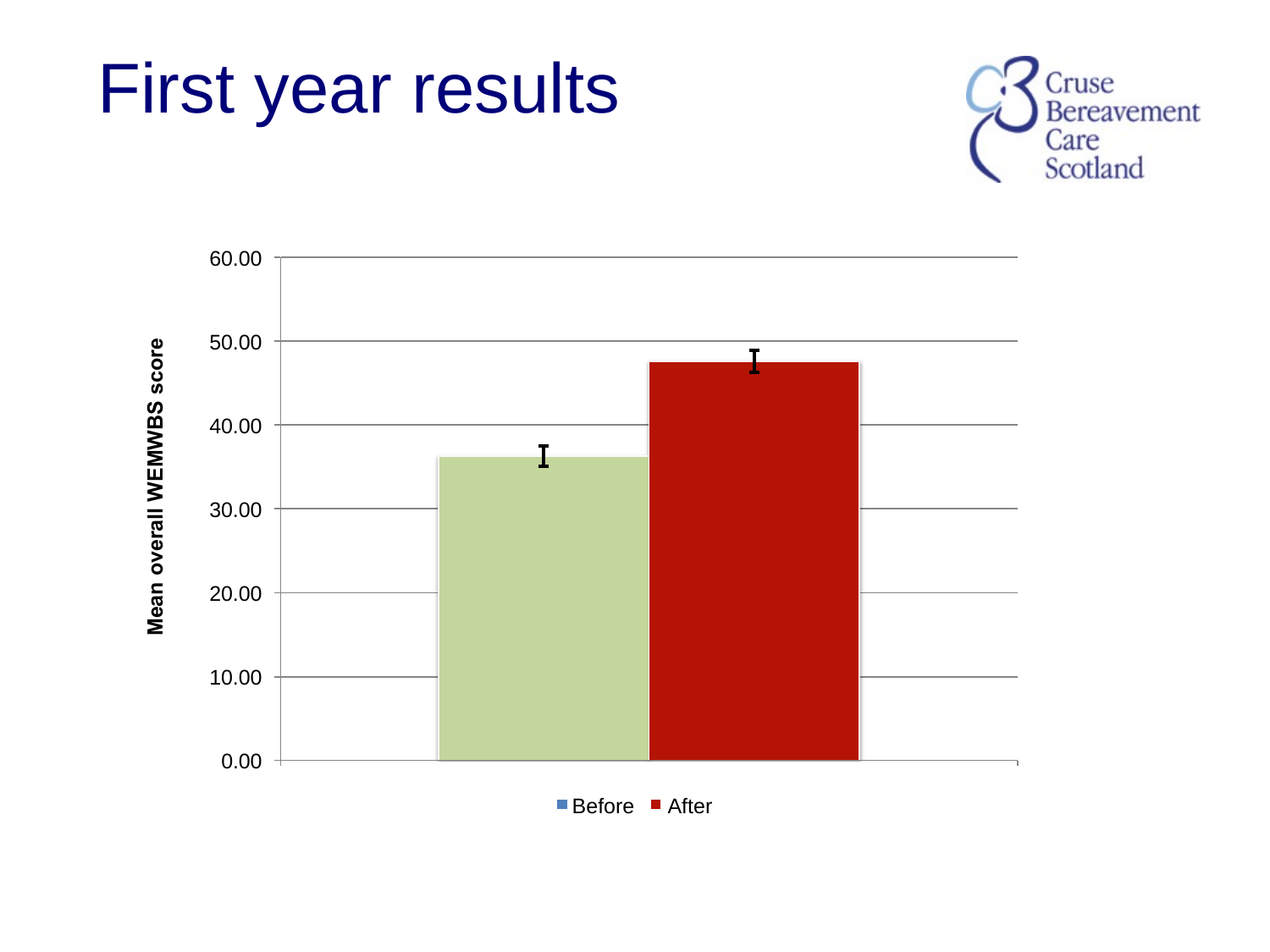# First year results

Cruse Bereavement Care Scotland

Mean overall WEMWBS score

60.00

50.00

40.00

30.00

20.00

10.00

0.00

Before After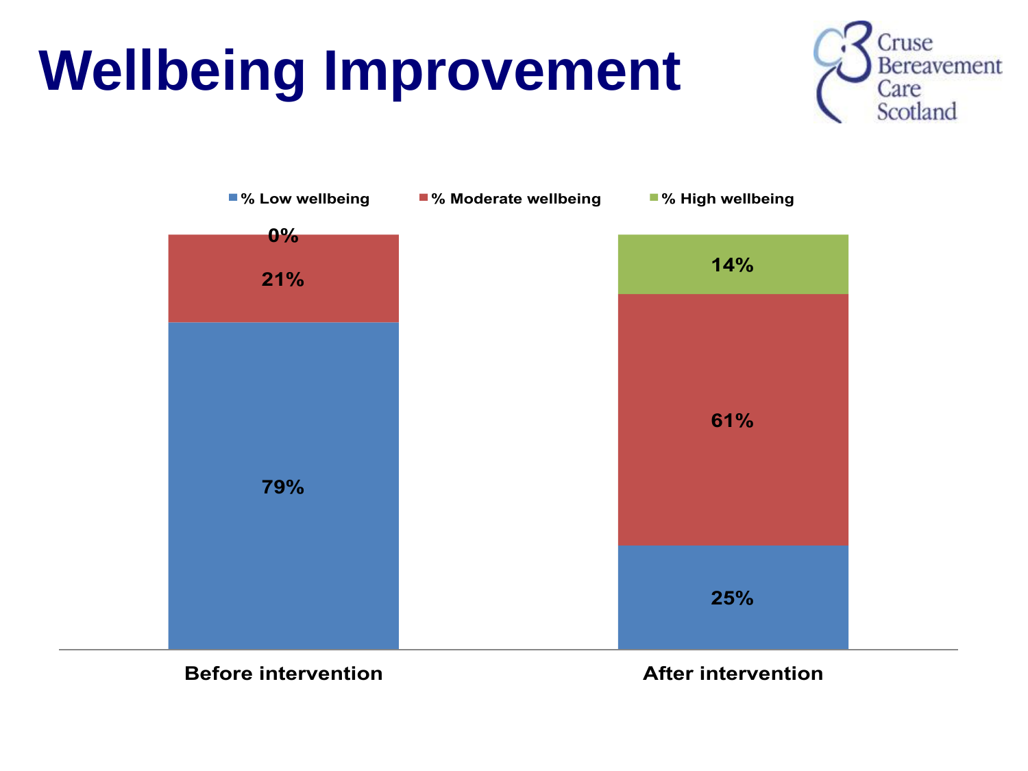# Wellbeing Improvement

Cruse Bereavement Care Scotland

| | % Low wellbeing | % Moderate wellbeing | % High wellbeing |
|---|---|---|---|
| Before intervention | 79% | 21% | 0% |
| After intervention | 25% | 61% | 14% |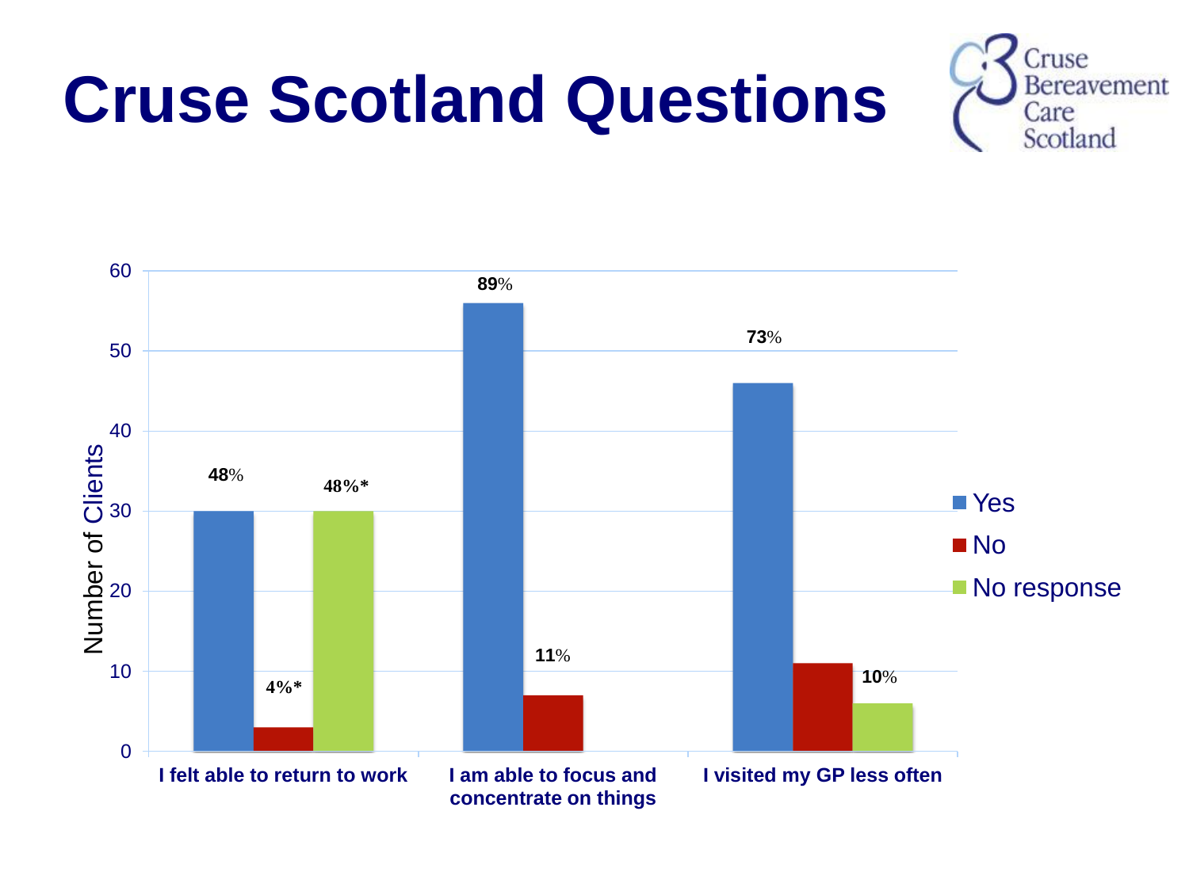# Cruse Scotland Questions

Cruse Bereavement Care Scotland

| | Yes | No | No response |
|---|---|---|---|
| I felt able to return to work | 48% | 4%* | 48%* |
| I am able to focus and concentrate on things | 89% | 11% | |
| I visited my GP less often | 73% | | 10% |

Number of Clients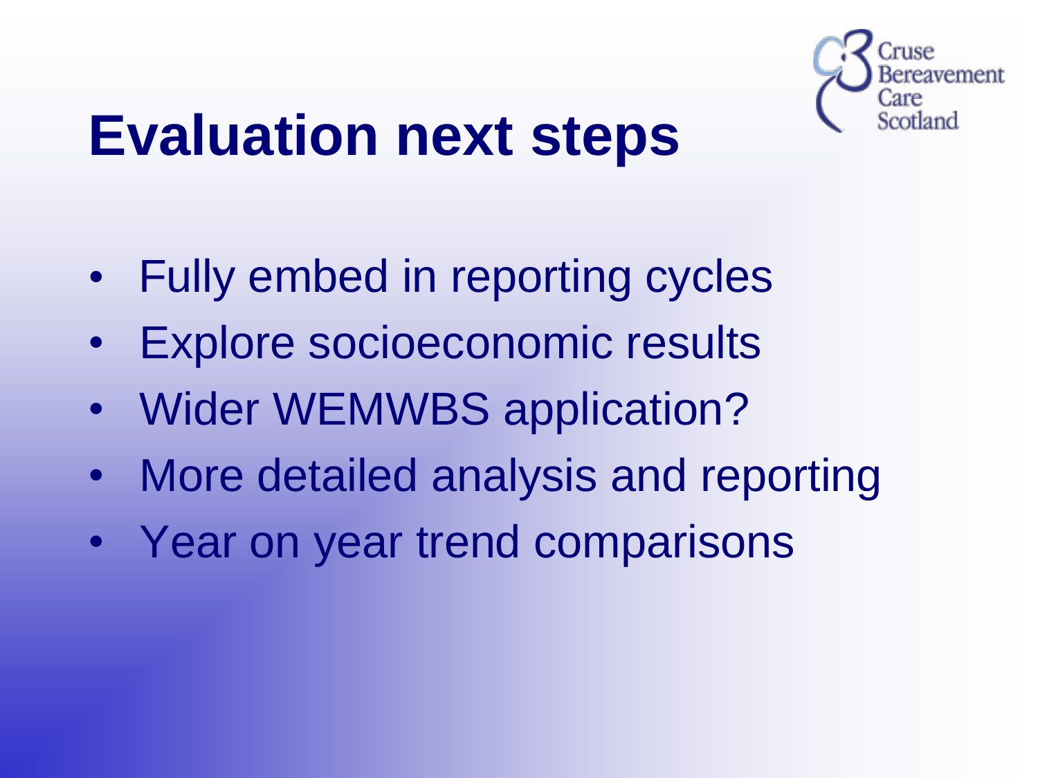# Evaluation next steps

- Fully embed in reporting cycles
- Explore socioeconomic results
- Wider WEMWBS application?
- More detailed analysis and reporting
- Year on year trend comparisons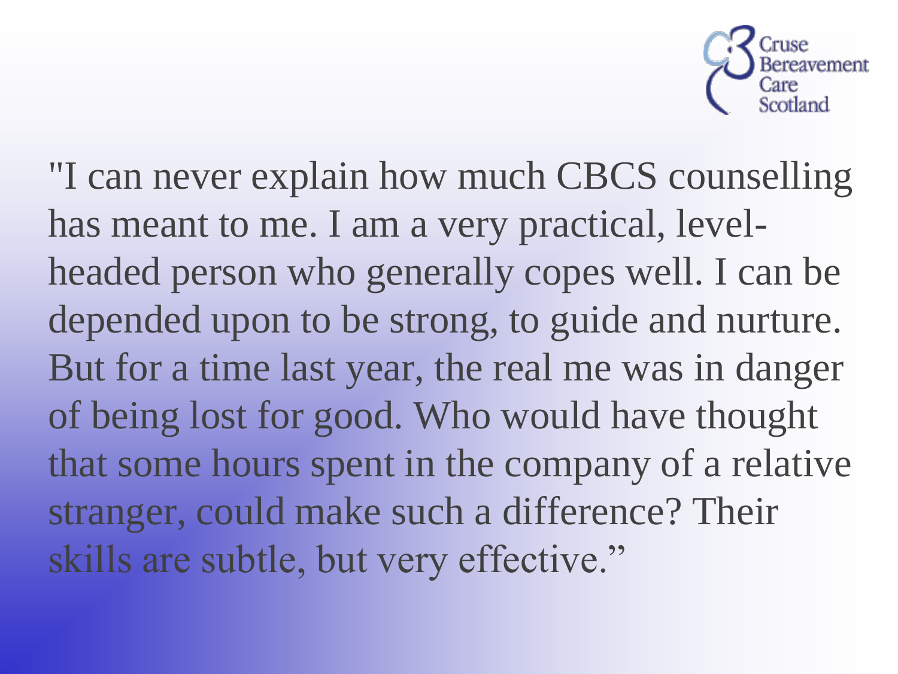Cruse Bereavement Care Scotland

"I can never explain how much CBCS counselling has meant to me. I am a very practical, level-headed person who generally copes well. I can be depended upon to be strong, to guide and nurture. But for a time last year, the real me was in danger of being lost for good. Who would have thought that some hours spent in the company of a relative stranger, could make such a difference? Their skills are subtle, but very effective."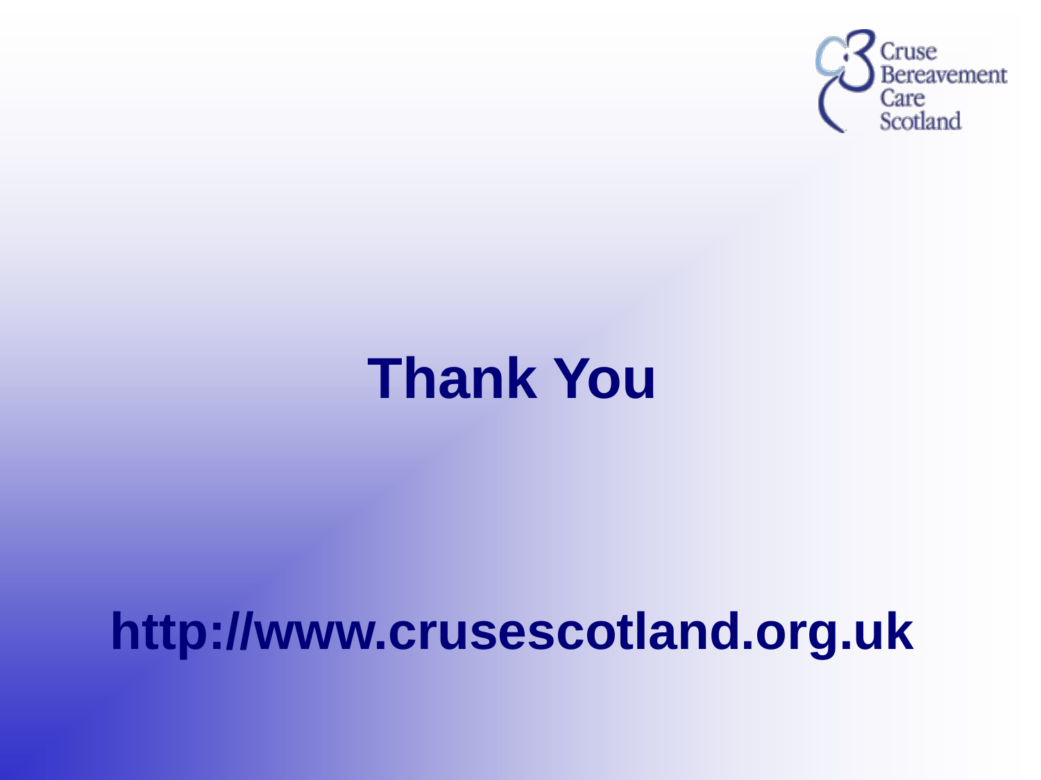Cruse Bereavement Care Scotland

# Thank You

**http://www.crusescotland.org.uk**